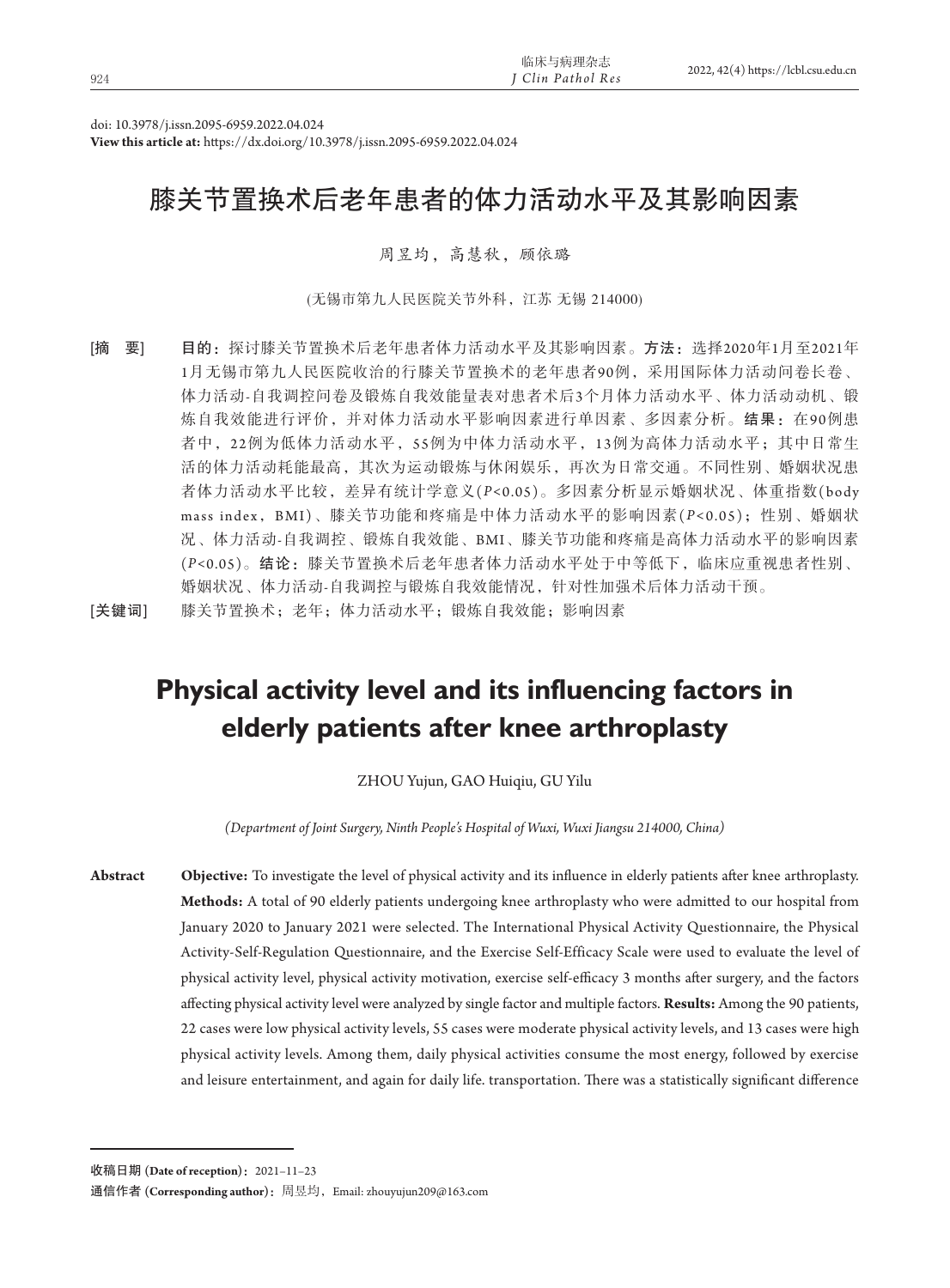doi: 10.3978/j.issn.2095-6959.2022.04.024
**View this article at:** https://dx.doi.org/10.3978/j.issn.2095-6959.2022.04.024

# 膝关节置换术后老年患者的体力活动水平及其影响因素

周昱均，高慧秋，顾依璐

(无锡市第九人民医院关节外科，江苏 无锡 214000)

[摘　要]　**目的：**探讨膝关节置换术后老年患者体力活动水平及其影响因素。**方法：**选择2020年1月至2021年1月无锡市第九人民医院收治的行膝关节置换术的老年患者90例，采用国际体力活动问卷长卷、体力活动-自我调控问卷及锻炼自我效能量表对患者术后3个月体力活动水平、体力活动动机、锻炼自我效能进行评价，并对体力活动水平影响因素进行单因素、多因素分析。**结果：**在90例患者中，22例为低体力活动水平，55例为中体力活动水平，13例为高体力活动水平；其中日常生活的体力活动耗能最高，其次为运动锻炼与休闲娱乐，再次为日常交通。不同性别、婚姻状况患者体力活动水平比较，差异有统计学意义($P$<0.05)。多因素分析显示婚姻状况、体重指数(body mass index，BMI)、膝关节功能和疼痛是中体力活动水平的影响因素($P$<0.05)；性别、婚姻状况、体力活动-自我调控、锻炼自我效能、BMI、膝关节功能和疼痛是高体力活动水平的影响因素($P$<0.05)。**结论：**膝关节置换术后老年患者体力活动水平处于中等低下，临床应重视患者性别、婚姻状况、体力活动-自我调控与锻炼自我效能情况，针对性加强术后体力活动干预。

[关键词]　膝关节置换术；老年；体力活动水平；锻炼自我效能；影响因素

# Physical activity level and its influencing factors in elderly patients after knee arthroplasty

ZHOU Yujun, GAO Huiqiu, GU Yilu

*(Department of Joint Surgery, Ninth People's Hospital of Wuxi, Wuxi Jiangsu 214000, China)*

**Abstract**　**Objective:** To investigate the level of physical activity and its influence in elderly patients after knee arthroplasty. **Methods:** A total of 90 elderly patients undergoing knee arthroplasty who were admitted to our hospital from January 2020 to January 2021 were selected. The International Physical Activity Questionnaire, the Physical Activity-Self-Regulation Questionnaire, and the Exercise Self-Efficacy Scale were used to evaluate the level of physical activity level, physical activity motivation, exercise self-efficacy 3 months after surgery, and the factors affecting physical activity level were analyzed by single factor and multiple factors. **Results:** Among the 90 patients, 22 cases were low physical activity levels, 55 cases were moderate physical activity levels, and 13 cases were high physical activity levels. Among them, daily physical activities consume the most energy, followed by exercise and leisure entertainment, and again for daily life. transportation. There was a statistically significant difference

---

收稿日期 (**Date of reception**)：2021–11–23

通信作者 (**Corresponding author**)：周昱均，Email: zhouyujun209@163.com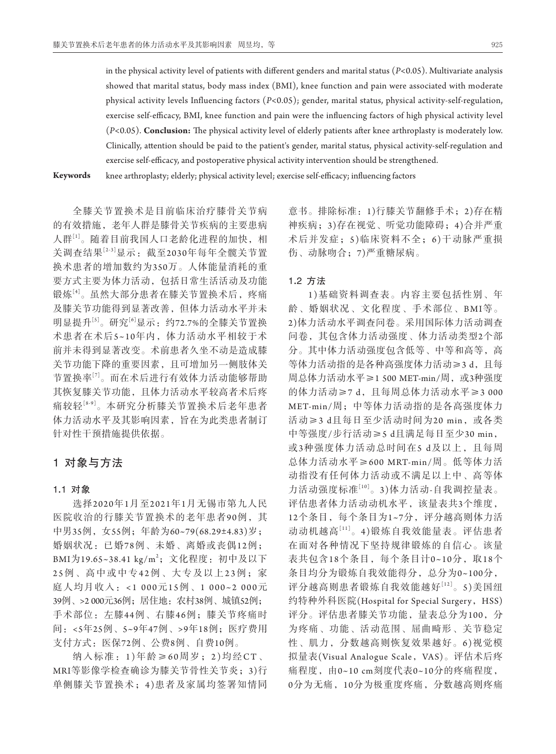in the physical activity level of patients with different genders and marital status ($P$<0.05). Multivariate analysis showed that marital status, body mass index (BMI), knee function and pain were associated with moderate physical activity levels Influencing factors ($P$<0.05); gender, marital status, physical activity-self-regulation, exercise self-efficacy, BMI, knee function and pain were the influencing factors of high physical activity level ($P$<0.05). **Conclusion:** The physical activity level of elderly patients after knee arthroplasty is moderately low. Clinically, attention should be paid to the patient's gender, marital status, physical activity-self-regulation and exercise self-efficacy, and postoperative physical activity intervention should be strengthened.

**Keywords** knee arthroplasty; elderly; physical activity level; exercise self-efficacy; influencing factors

全膝关节置换术是目前临床治疗膝骨关节病的有效措施，老年人群是膝骨关节疾病的主要患病人群[1]。随着目前我国人口老龄化进程的加快，相关调查结果[2-3]显示：截至2030年每年全髋关节置换术患者的增加数约为350万。人体能量消耗的重要方式主要为体力活动，包括日常生活活动及功能锻炼[4]。虽然大部分患者在膝关节置换术后，疼痛及膝关节功能得到显著改善，但体力活动水平并未明显提升[5]。研究[6]显示：约72.7%的全膝关节置换术患者在术后5~10年内，体力活动水平相较于术前并未得到显著改变。术前患者久坐不动是造成膝关节功能下降的重要因素，且可增加另一侧肢体关节置换率[7]。而在术后进行有效体力活动能够帮助其恢复膝关节功能，且体力活动水平较高者术后疼痛较轻[8-9]。本研究分析膝关节置换术后老年患者体力活动水平及其影响因素，旨在为此类患者制订针对性干预措施提供依据。

## 1 对象与方法

### 1.1 对象

选择2020年1月至2021年1月无锡市第九人民医院收治的行膝关节置换术的老年患者90例，其中男35例，女55例；年龄为60~79(68.29±4.83)岁；婚姻状况：已婚78例、未婚、离婚或丧偶12例；BMI为19.65~38.41 kg/m$^2$；文化程度：初中及以下25例、高中或中专42例、大专及以上23例；家庭人均月收入：<1 000元15例、1 000~2 000元39例、>2 000元36例；居住地：农村38例、城镇52例；手术部位：左膝44例、右膝46例；膝关节疼痛时间：<5年25例、5~9年47例、>9年18例；医疗费用支付方式：医保72例、公费8例、自费10例。

纳入标准：1)年龄≥60周岁；2)均经CT、MRI等影像学检查确诊为膝关节骨性关节炎；3)行单侧膝关节置换术；4)患者及家属均签署知情同意书。排除标准：1)行膝关节翻修手术；2)存在精神疾病；3)存在视觉、听觉功能障碍；4)合并严重术后并发症；5)临床资料不全；6)干动脉严重损伤、动脉吻合；7)严重糖尿病。

### 1.2 方法

1)基础资料调查表。内容主要包括性别、年龄、婚姻状况、文化程度、手术部位、BMI等。2)体力活动水平调查问卷。采用国际体力活动调查问卷，其包含体力活动强度、体力活动类型2个部分。其中体力活动强度包含低等、中等和高等，高等体力活动指的是各种高强度体力活动≥3 d，且每周总体力活动水平≥1 500 MET-min/周，或3种强度的体力活动≥7 d，且每周总体力活动水平≥3 000 MET-min/周；中等体力活动指的是各高强度体力活动≥3 d且每日至少活动时间为20 min，或各类中等强度/步行活动≥5 d且满足每日至少30 min，或3种强度体力活动总时间在5 d及以上，且每周总体力活动水平≥600 MRT-min/周。低等体力活动指没有任何体力活动或不满足以上中、高等体力活动强度标准[10]。3)体力活动-自我调控量表。评估患者体力活动动机水平，该量表共3个维度，12个条目，每个条目为1~7分，评分越高则体力活动动机越高[11]。4)锻炼自我效能量表。评估患者在面对各种情况下坚持规律锻炼的自信心。该量表共包含18个条目，每个条目计0~10分，取18个条目均分为锻炼自我效能得分，总分为0~100分，评分越高则患者锻炼自我效能越好[12]。5)美国纽约特种外科医院(Hospital for Special Surgery，HSS)评分。评估患者膝关节功能，量表总分为100，分为疼痛、功能、活动范围、屈曲畸形、关节稳定性、肌力，分数越高则恢复效果越好。6)视觉模拟量表(Visual Analogue Scale，VAS)。评估术后疼痛程度，由0~10 cm刻度代表0~10分的疼痛程度，0分为无痛，10分为极重度疼痛，分数越高则疼痛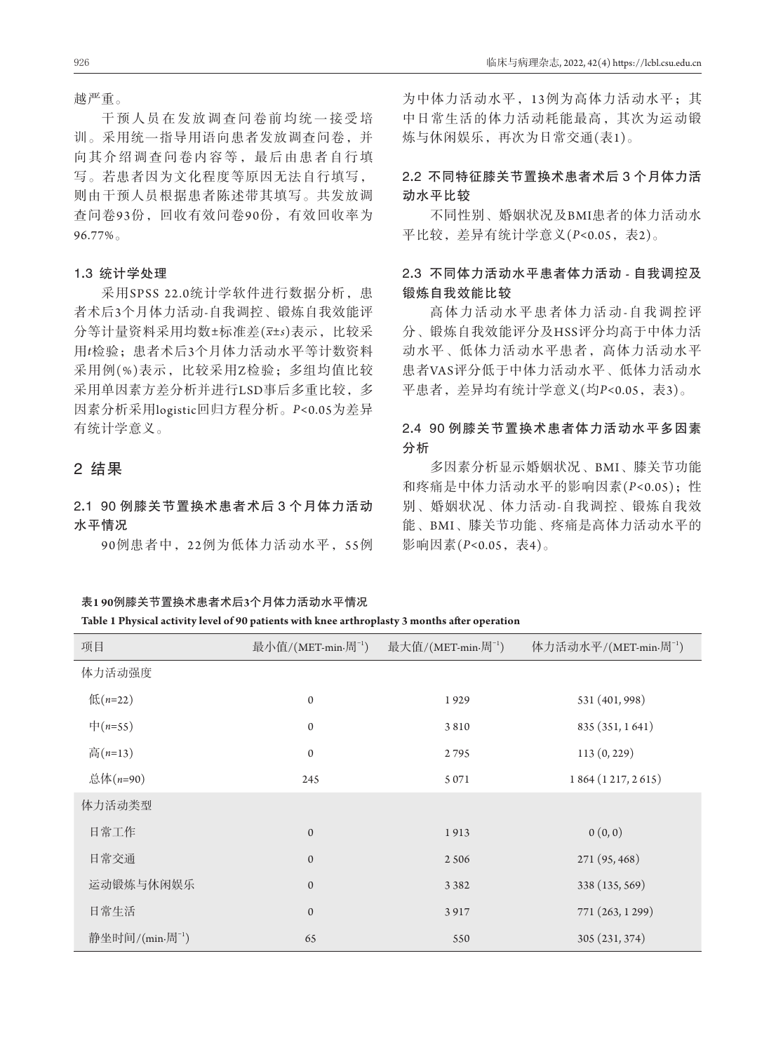越严重。

干预人员在发放调查问卷前均统一接受培训。采用统一指导用语向患者发放调查问卷，并向其介绍调查问卷内容等，最后由患者自行填写。若患者因为文化程度等原因无法自行填写，则由干预人员根据患者陈述带其填写。共发放调查问卷93份，回收有效问卷90份，有效回收率为96.77%。

### 1.3 统计学处理

采用SPSS 22.0统计学软件进行数据分析，患者术后3个月体力活动-自我调控、锻炼自我效能评分等计量资料采用均数±标准差($\bar{x}\pm s$)表示，比较采用$t$检验；患者术后3个月体力活动水平等计数资料采用例(%)表示，比较采用$Z$检验；多组均值比较采用单因素方差分析并进行LSD事后多重比较，多因素分析采用logistic回归方程分析。$P$<0.05为差异有统计学意义。

## 2 结果

### 2.1 90例膝关节置换术患者术后3个月体力活动水平情况

90例患者中，22例为低体力活动水平，55例为中体力活动水平，13例为高体力活动水平；其中日常生活的体力活动耗能最高，其次为运动锻炼与休闲娱乐，再次为日常交通(表1)。

### 2.2 不同特征膝关节置换术患者术后3个月体力活动水平比较

不同性别、婚姻状况及BMI患者的体力活动水平比较，差异有统计学意义($P$<0.05，表2)。

### 2.3 不同体力活动水平患者体力活动-自我调控及锻炼自我效能比较

高体力活动水平患者体力活动-自我调控评分、锻炼自我效能评分及HSS评分均高于中体力活动水平、低体力活动水平患者，高体力活动水平患者VAS评分低于中体力活动水平、低体力活动水平患者，差异均有统计学意义(均$P$<0.05，表3)。

### 2.4 90例膝关节置换术患者体力活动水平多因素分析

多因素分析显示婚姻状况、BMI、膝关节功能和疼痛是中体力活动水平的影响因素($P$<0.05)；性别、婚姻状况、体力活动-自我调控、锻炼自我效能、BMI、膝关节功能、疼痛是高体力活动水平的影响因素($P$<0.05，表4)。

**表1 90例膝关节置换术患者术后3个月体力活动水平情况**

**Table 1 Physical activity level of 90 patients with knee arthroplasty 3 months after operation**

| 项目 | 最小值/(MET-min·周$^{-1}$) | 最大值/(MET-min·周$^{-1}$) | 体力活动水平/(MET-min·周$^{-1}$) |
|---|---|---|---|
| 体力活动强度 | | | |
| 低($n$=22) | 0 | 1 929 | 531 (401, 998) |
| 中($n$=55) | 0 | 3 810 | 835 (351, 1 641) |
| 高($n$=13) | 0 | 2 795 | 113 (0, 229) |
| 总体($n$=90) | 245 | 5 071 | 1 864 (1 217, 2 615) |
| 体力活动类型 | | | |
| 日常工作 | 0 | 1 913 | 0 (0, 0) |
| 日常交通 | 0 | 2 506 | 271 (95, 468) |
| 运动锻炼与休闲娱乐 | 0 | 3 382 | 338 (135, 569) |
| 日常生活 | 0 | 3 917 | 771 (263, 1 299) |
| 静坐时间/(min·周$^{-1}$) | 65 | 550 | 305 (231, 374) |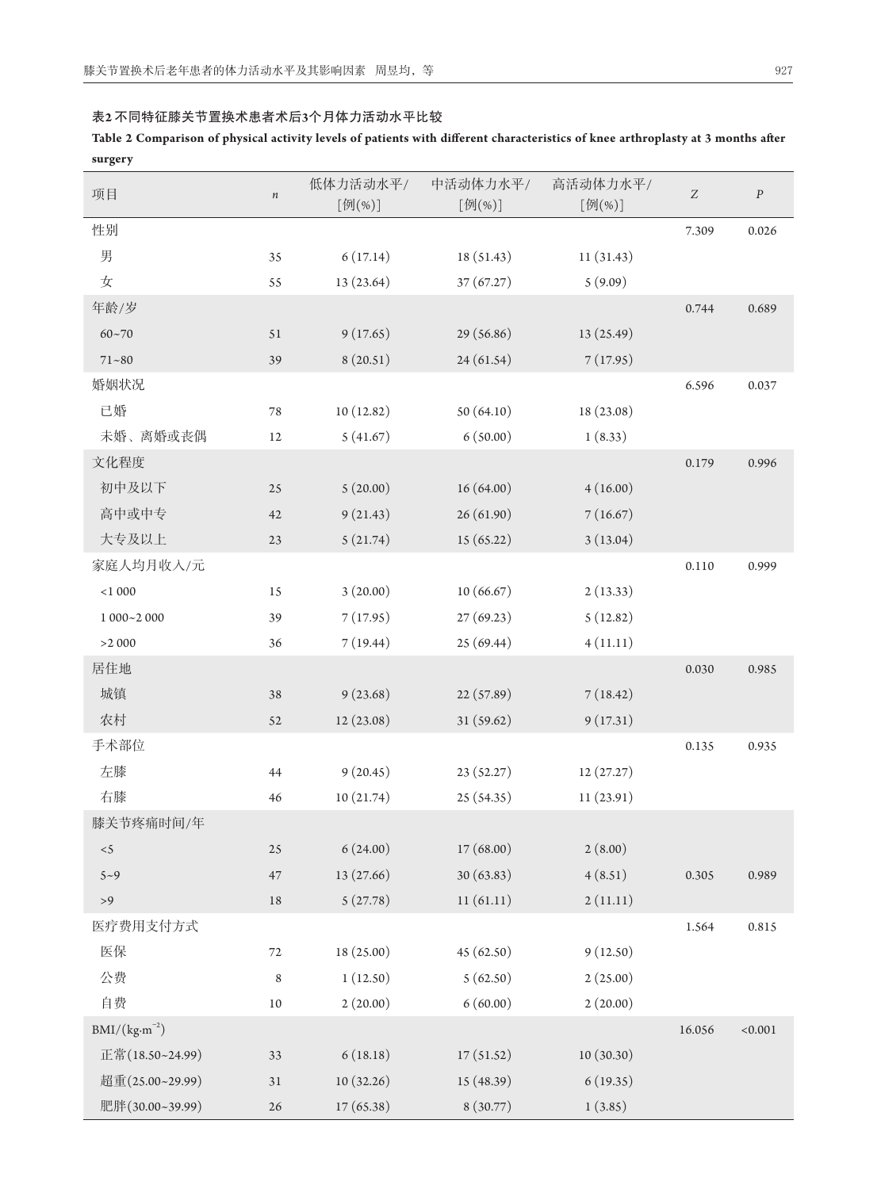**表2 不同特征膝关节置换术患者术后3个月体力活动水平比较**

**Table 2 Comparison of physical activity levels of patients with different characteristics of knee arthroplasty at 3 months after surgery**

| 项目 | $n$ | 低体力活动水平/[例(%)] | 中活动体力水平/[例(%)] | 高活动体力水平/[例(%)] | $Z$ | $P$ |
|---|---|---|---|---|---|---|
| 性别 | | | | | 7.309 | 0.026 |
| 男 | 35 | 6 (17.14) | 18 (51.43) | 11 (31.43) | | |
| 女 | 55 | 13 (23.64) | 37 (67.27) | 5 (9.09) | | |
| 年龄/岁 | | | | | 0.744 | 0.689 |
| 60~70 | 51 | 9 (17.65) | 29 (56.86) | 13 (25.49) | | |
| 71~80 | 39 | 8 (20.51) | 24 (61.54) | 7 (17.95) | | |
| 婚姻状况 | | | | | 6.596 | 0.037 |
| 已婚 | 78 | 10 (12.82) | 50 (64.10) | 18 (23.08) | | |
| 未婚、离婚或丧偶 | 12 | 5 (41.67) | 6 (50.00) | 1 (8.33) | | |
| 文化程度 | | | | | 0.179 | 0.996 |
| 初中及以下 | 25 | 5 (20.00) | 16 (64.00) | 4 (16.00) | | |
| 高中或中专 | 42 | 9 (21.43) | 26 (61.90) | 7 (16.67) | | |
| 大专及以上 | 23 | 5 (21.74) | 15 (65.22) | 3 (13.04) | | |
| 家庭人均月收入/元 | | | | | 0.110 | 0.999 |
| <1 000 | 15 | 3 (20.00) | 10 (66.67) | 2 (13.33) | | |
| 1 000~2 000 | 39 | 7 (17.95) | 27 (69.23) | 5 (12.82) | | |
| >2 000 | 36 | 7 (19.44) | 25 (69.44) | 4 (11.11) | | |
| 居住地 | | | | | 0.030 | 0.985 |
| 城镇 | 38 | 9 (23.68) | 22 (57.89) | 7 (18.42) | | |
| 农村 | 52 | 12 (23.08) | 31 (59.62) | 9 (17.31) | | |
| 手术部位 | | | | | 0.135 | 0.935 |
| 左膝 | 44 | 9 (20.45) | 23 (52.27) | 12 (27.27) | | |
| 右膝 | 46 | 10 (21.74) | 25 (54.35) | 11 (23.91) | | |
| 膝关节疼痛时间/年 | | | | | | |
| <5 | 25 | 6 (24.00) | 17 (68.00) | 2 (8.00) | | |
| 5~9 | 47 | 13 (27.66) | 30 (63.83) | 4 (8.51) | 0.305 | 0.989 |
| >9 | 18 | 5 (27.78) | 11 (61.11) | 2 (11.11) | | |
| 医疗费用支付方式 | | | | | 1.564 | 0.815 |
| 医保 | 72 | 18 (25.00) | 45 (62.50) | 9 (12.50) | | |
| 公费 | 8 | 1 (12.50) | 5 (62.50) | 2 (25.00) | | |
| 自费 | 10 | 2 (20.00) | 6 (60.00) | 2 (20.00) | | |
| BMI/($kg \cdot m^{-2}$) | | | | | 16.056 | <0.001 |
| 正常(18.50~24.99) | 33 | 6 (18.18) | 17 (51.52) | 10 (30.30) | | |
| 超重(25.00~29.99) | 31 | 10 (32.26) | 15 (48.39) | 6 (19.35) | | |
| 肥胖(30.00~39.99) | 26 | 17 (65.38) | 8 (30.77) | 1 (3.85) | | |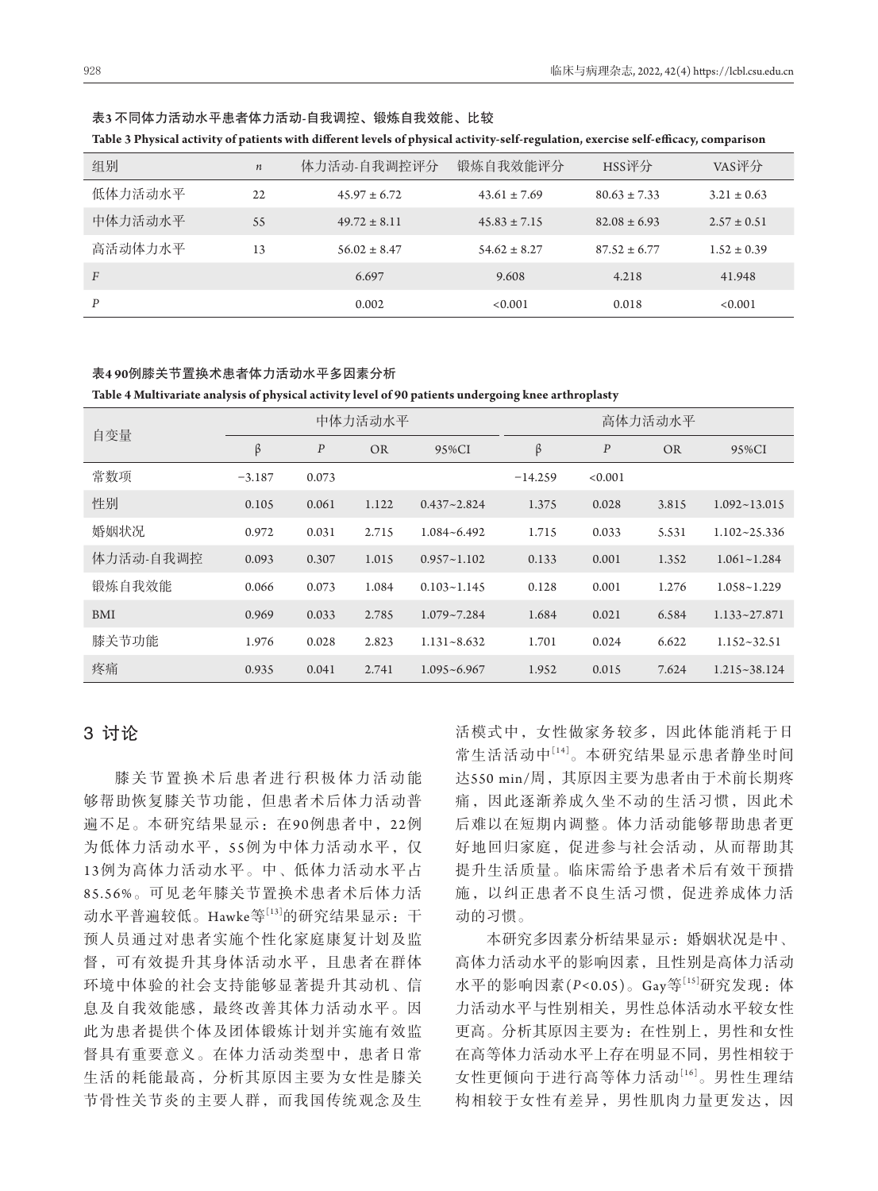**表3 不同体力活动水平患者体力活动-自我调控、锻炼自我效能、比较**

**Table 3 Physical activity of patients with different levels of physical activity-self-regulation, exercise self-efficacy, comparison**

| 组别 | $n$ | 体力活动-自我调控评分 | 锻炼自我效能评分 | HSS评分 | VAS评分 |
|---|---|---|---|---|---|
| 低体力活动水平 | 22 | 45.97 ± 6.72 | 43.61 ± 7.69 | 80.63 ± 7.33 | 3.21 ± 0.63 |
| 中体力活动水平 | 55 | 49.72 ± 8.11 | 45.83 ± 7.15 | 82.08 ± 6.93 | 2.57 ± 0.51 |
| 高活动体力水平 | 13 | 56.02 ± 8.47 | 54.62 ± 8.27 | 87.52 ± 6.77 | 1.52 ± 0.39 |
| $F$ | | 6.697 | 9.608 | 4.218 | 41.948 |
| $P$ | | 0.002 | <0.001 | 0.018 | <0.001 |

**表4 90例膝关节置换术患者体力活动水平多因素分析**

**Table 4 Multivariate analysis of physical activity level of 90 patients undergoing knee arthroplasty**

| 自变量 | 中体力活动水平 | | | | 高体力活动水平 | | | |
|---|---|---|---|---|---|---|---|---|
| | β | $P$ | OR | 95%CI | β | $P$ | OR | 95%CI |
| 常数项 | −3.187 | 0.073 | | | −14.259 | <0.001 | | |
| 性别 | 0.105 | 0.061 | 1.122 | 0.437~2.824 | 1.375 | 0.028 | 3.815 | 1.092~13.015 |
| 婚姻状况 | 0.972 | 0.031 | 2.715 | 1.084~6.492 | 1.715 | 0.033 | 5.531 | 1.102~25.336 |
| 体力活动-自我调控 | 0.093 | 0.307 | 1.015 | 0.957~1.102 | 0.133 | 0.001 | 1.352 | 1.061~1.284 |
| 锻炼自我效能 | 0.066 | 0.073 | 1.084 | 0.103~1.145 | 0.128 | 0.001 | 1.276 | 1.058~1.229 |
| BMI | 0.969 | 0.033 | 2.785 | 1.079~7.284 | 1.684 | 0.021 | 6.584 | 1.133~27.871 |
| 膝关节功能 | 1.976 | 0.028 | 2.823 | 1.131~8.632 | 1.701 | 0.024 | 6.622 | 1.152~32.51 |
| 疼痛 | 0.935 | 0.041 | 2.741 | 1.095~6.967 | 1.952 | 0.015 | 7.624 | 1.215~38.124 |

## 3 讨论

膝关节置换术后患者进行积极体力活动能够帮助恢复膝关节功能，但患者术后体力活动普遍不足。本研究结果显示：在90例患者中，22例为低体力活动水平，55例为中体力活动水平，仅13例为高体力活动水平。中、低体力活动水平占85.56%。可见老年膝关节置换术患者术后体力活动水平普遍较低。Hawke等[13]的研究结果显示：干预人员通过对患者实施个性化家庭康复计划及监督，可有效提升其身体活动水平，且患者在群体环境中体验的社会支持能够显著提升其动机、信息及自我效能感，最终改善其体力活动水平。因此为患者提供个体及团体锻炼计划并实施有效监督具有重要意义。在体力活动类型中，患者日常生活的耗能最高，分析其原因主要为女性是膝关节骨性关节炎的主要人群，而我国传统观念及生活模式中，女性做家务较多，因此体能消耗于日常生活活动中[14]。本研究结果显示患者静坐时间达550 min/周，其原因主要为患者由于术前长期疼痛，因此逐渐养成久坐不动的生活习惯，因此术后难以在短期内调整。体力活动能够帮助患者更好地回归家庭，促进参与社会活动，从而帮助其提升生活质量。临床需给予患者术后有效干预措施，以纠正患者不良生活习惯，促进养成体力活动的习惯。

本研究多因素分析结果显示：婚姻状况是中、高体力活动水平的影响因素，且性别是高体力活动水平的影响因素($P$<0.05)。Gay等[15]研究发现：体力活动水平与性别相关，男性总体活动水平较女性更高。分析其原因主要为：在性别上，男性和女性在高等体力活动水平上存在明显不同，男性相较于女性更倾向于进行高等体力活动[16]。男性生理结构相较于女性有差异，男性肌肉力量更发达，因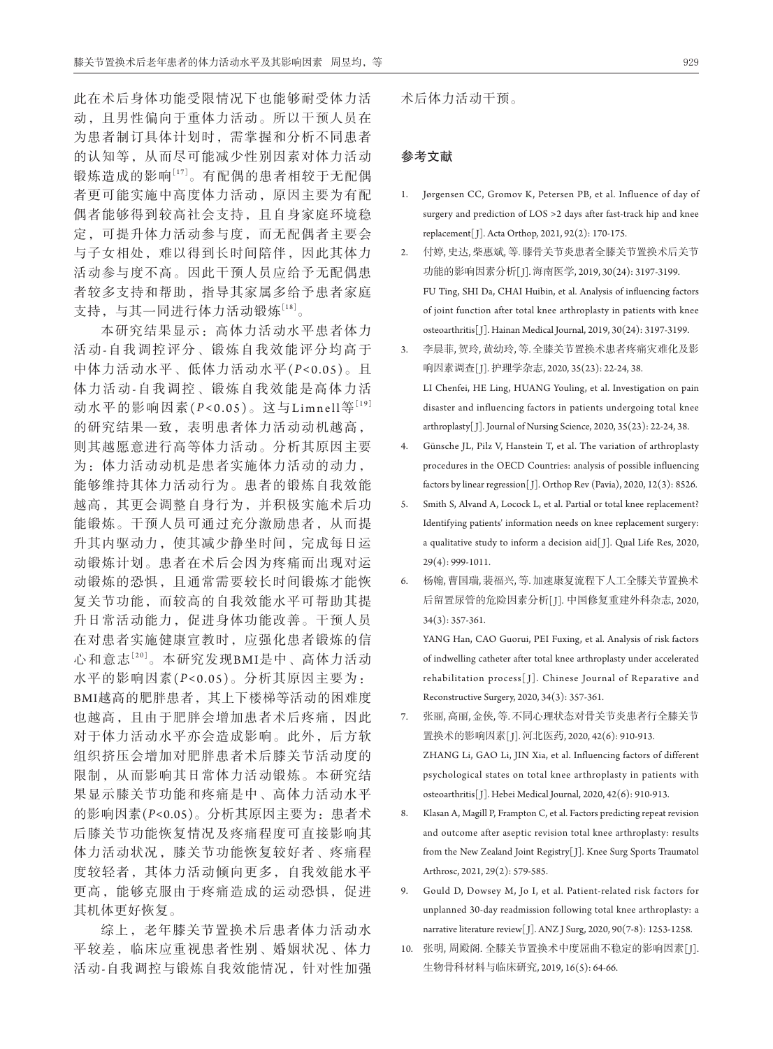此在术后身体功能受限情况下也能够耐受体力活动，且男性偏向于重体力活动。所以干预人员在为患者制订具体计划时，需掌握和分析不同患者的认知等，从而尽可能减少性别因素对体力活动锻炼造成的影响[17]。有配偶的患者相较于无配偶者更可能实施中高度体力活动，原因主要为有配偶者能够得到较高社会支持，且自身家庭环境稳定，可提升体力活动参与度，而无配偶者主要会与子女相处，难以得到长时间陪伴，因此其体力活动参与度不高。因此干预人员应给予无配偶患者较多支持和帮助，指导其家属多给予患者家庭支持，与其一同进行体力活动锻炼[18]。

本研究结果显示：高体力活动水平患者体力活动-自我调控评分、锻炼自我效能评分均高于中体力活动水平、低体力活动水平($P$<0.05)。且体力活动-自我调控、锻炼自我效能是高体力活动水平的影响因素($P$<0.05)。这与Limnell等[19]的研究结果一致，表明患者体力活动动机越高，则其越愿意进行高等体力活动。分析其原因主要为：体力活动动机是患者实施体力活动的动力，能够维持其体力活动行为。患者的锻炼自我效能越高，其更会调整自身行为，并积极实施术后功能锻炼。干预人员可通过充分激励患者，从而提升其内驱动力，使其减少静坐时间，完成每日运动锻炼计划。患者在术后会因为疼痛而出现对运动锻炼的恐惧，且通常需要较长时间锻炼才能恢复关节功能，而较高的自我效能水平可帮助其提升日常活动能力，促进身体功能改善。干预人员在对患者实施健康宣教时，应强化患者锻炼的信心和意志[20]。本研究发现BMI是中、高体力活动水平的影响因素($P$<0.05)。分析其原因主要为：BMI越高的肥胖患者，其上下楼梯等活动的困难度也越高，且由于肥胖会增加患者术后疼痛，因此对于体力活动水平亦会造成影响。此外，后方软组织挤压会增加对肥胖患者术后膝关节活动度的限制，从而影响其日常体力活动锻炼。本研究结果显示膝关节功能和疼痛是中、高体力活动水平的影响因素($P$<0.05)。分析其原因主要为：患者术后膝关节功能恢复情况及疼痛程度可直接影响其体力活动状况，膝关节功能恢复较好者、疼痛程度较轻者，其体力活动倾向更多，自我效能水平更高，能够克服由于疼痛造成的运动恐惧，促进其机体更好恢复。

综上，老年膝关节置换术后患者体力活动水平较差，临床应重视患者性别、婚姻状况、体力活动-自我调控与锻炼自我效能情况，针对性加强术后体力活动干预。

## 参考文献

1. Jørgensen CC, Gromov K, Petersen PB, et al. Influence of day of surgery and prediction of LOS >2 days after fast-track hip and knee replacement[J]. Acta Orthop, 2021, 92(2): 170-175.
2. 付婷, 史达, 柴惠斌, 等. 膝骨关节炎患者全膝关节置换术后关节功能的影响因素分析[J]. 海南医学, 2019, 30(24): 3197-3199.
   FU Ting, SHI Da, CHAI Huibin, et al. Analysis of influencing factors of joint function after total knee arthroplasty in patients with knee osteoarthritis[J]. Hainan Medical Journal, 2019, 30(24): 3197-3199.
3. 李晨菲, 贺玲, 黄幼玲, 等. 全膝关节置换术患者疼痛灾难化及影响因素调查[J]. 护理学杂志, 2020, 35(23): 22-24, 38.
   LI Chenfei, HE Ling, HUANG Youling, et al. Investigation on pain disaster and influencing factors in patients undergoing total knee arthroplasty[J]. Journal of Nursing Science, 2020, 35(23): 22-24, 38.
4. Günsche JL, Pilz V, Hanstein T, et al. The variation of arthroplasty procedures in the OECD Countries: analysis of possible influencing factors by linear regression[J]. Orthop Rev (Pavia), 2020, 12(3): 8526.
5. Smith S, Alvand A, Locock L, et al. Partial or total knee replacement? Identifying patients' information needs on knee replacement surgery: a qualitative study to inform a decision aid[J]. Qual Life Res, 2020, 29(4): 999-1011.
6. 杨翰, 曹国瑞, 裴福兴, 等. 加速康复流程下人工全膝关节置换术后留置尿管的危险因素分析[J]. 中国修复重建外科杂志, 2020, 34(3): 357-361.
   YANG Han, CAO Guorui, PEI Fuxing, et al. Analysis of risk factors of indwelling catheter after total knee arthroplasty under accelerated rehabilitation process[J]. Chinese Journal of Reparative and Reconstructive Surgery, 2020, 34(3): 357-361.
7. 张丽, 高丽, 金侠, 等. 不同心理状态对骨关节炎患者行全膝关节置换术的影响因素[J]. 河北医药, 2020, 42(6): 910-913.
   ZHANG Li, GAO Li, JIN Xia, et al. Influencing factors of different psychological states on total knee arthroplasty in patients with osteoarthritis[J]. Hebei Medical Journal, 2020, 42(6): 910-913.
8. Klasan A, Magill P, Frampton C, et al. Factors predicting repeat revision and outcome after aseptic revision total knee arthroplasty: results from the New Zealand Joint Registry[J]. Knee Surg Sports Traumatol Arthrosc, 2021, 29(2): 579-585.
9. Gould D, Dowsey M, Jo I, et al. Patient-related risk factors for unplanned 30-day readmission following total knee arthroplasty: a narrative literature review[J]. ANZ J Surg, 2020, 90(7-8): 1253-1258.
10. 张明, 周殿阁. 全膝关节置换术中度屈曲不稳定的影响因素[J]. 生物骨科材料与临床研究, 2019, 16(5): 64-66.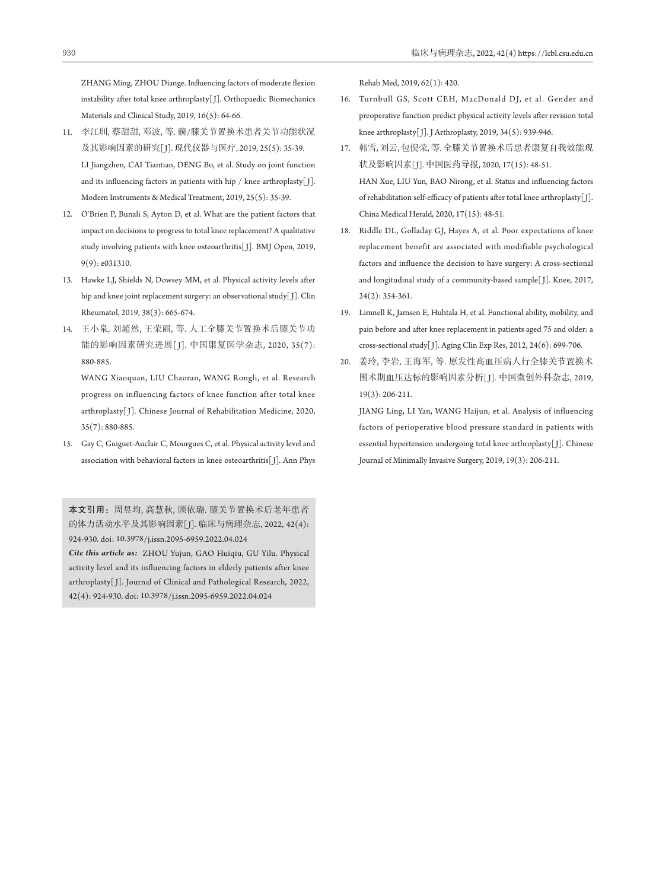ZHANG Ming, ZHOU Diange. Influencing factors of moderate flexion instability after total knee arthroplasty[J]. Orthopaedic Biomechanics Materials and Clinical Study, 2019, 16(5): 64-66.

11. 李江圳, 蔡甜甜, 邓波, 等. 髋/膝关节置换术患者关节功能状况及其影响因素的研究[J]. 现代仪器与医疗, 2019, 25(5): 35-39.
    LI Jiangzhen, CAI Tiantian, DENG Bo, et al. Study on joint function and its influencing factors in patients with hip / knee arthroplasty[J]. Modern Instruments & Medical Treatment, 2019, 25(5): 35-39.
12. O'Brien P, Bunzli S, Ayton D, et al. What are the patient factors that impact on decisions to progress to total knee replacement? A qualitative study involving patients with knee osteoarthritis[J]. BMJ Open, 2019, 9(9): e031310.
13. Hawke LJ, Shields N, Dowsey MM, et al. Physical activity levels after hip and knee joint replacement surgery: an observational study[J]. Clin Rheumatol, 2019, 38(3): 665-674.
14. 王小泉, 刘超然, 王荣丽, 等. 人工全膝关节置换术后膝关节功能的影响因素研究进展[J]. 中国康复医学杂志, 2020, 35(7): 880-885.
    WANG Xiaoquan, LIU Chaoran, WANG Rongli, et al. Research progress on influencing factors of knee function after total knee arthroplasty[J]. Chinese Journal of Rehabilitation Medicine, 2020, 35(7): 880-885.
15. Gay C, Guiguet-Auclair C, Mourgues C, et al. Physical activity level and association with behavioral factors in knee osteoarthritis[J]. Ann Phys Rehab Med, 2019, 62(1): 420.
16. Turnbull GS, Scott CEH, MacDonald DJ, et al. Gender and preoperative function predict physical activity levels after revision total knee arthroplasty[J]. J Arthroplasty, 2019, 34(5): 939-946.
17. 韩雪, 刘云, 包倪荣, 等. 全膝关节置换术后患者康复自我效能现状及影响因素[J]. 中国医药导报, 2020, 17(15): 48-51.
    HAN Xue, LIU Yun, BAO Nirong, et al. Status and influencing factors of rehabilitation self-efficacy of patients after total knee arthroplasty[J]. China Medical Herald, 2020, 17(15): 48-51.
18. Riddle DL, Golladay GJ, Hayes A, et al. Poor expectations of knee replacement benefit are associated with modifiable psychological factors and influence the decision to have surgery: A cross-sectional and longitudinal study of a community-based sample[J]. Knee, 2017, 24(2): 354-361.
19. Limnell K, Jamsen E, Huhtala H, et al. Functional ability, mobility, and pain before and after knee replacement in patients aged 75 and older: a cross-sectional study[J]. Aging Clin Exp Res, 2012, 24(6): 699-706.
20. 姜玲, 李岩, 王海军, 等. 原发性高血压病人行全膝关节置换术围术期血压达标的影响因素分析[J]. 中国微创外科杂志, 2019, 19(3): 206-211.
    JIANG Ling, LI Yan, WANG Haijun, et al. Analysis of influencing factors of perioperative blood pressure standard in patients with essential hypertension undergoing total knee arthroplasty[J]. Chinese Journal of Minimally Invasive Surgery, 2019, 19(3): 206-211.

**本文引用：** 周昱均, 高慧秋, 顾依璐. 膝关节置换术后老年患者的体力活动水平及其影响因素[J]. 临床与病理杂志, 2022, 42(4): 924-930. doi: 10.3978/j.issn.2095-6959.2022.04.024

***Cite this article as:*** ZHOU Yujun, GAO Huiqiu, GU Yilu. Physical activity level and its influencing factors in elderly patients after knee arthroplasty[J]. Journal of Clinical and Pathological Research, 2022, 42(4): 924-930. doi: 10.3978/j.issn.2095-6959.2022.04.024